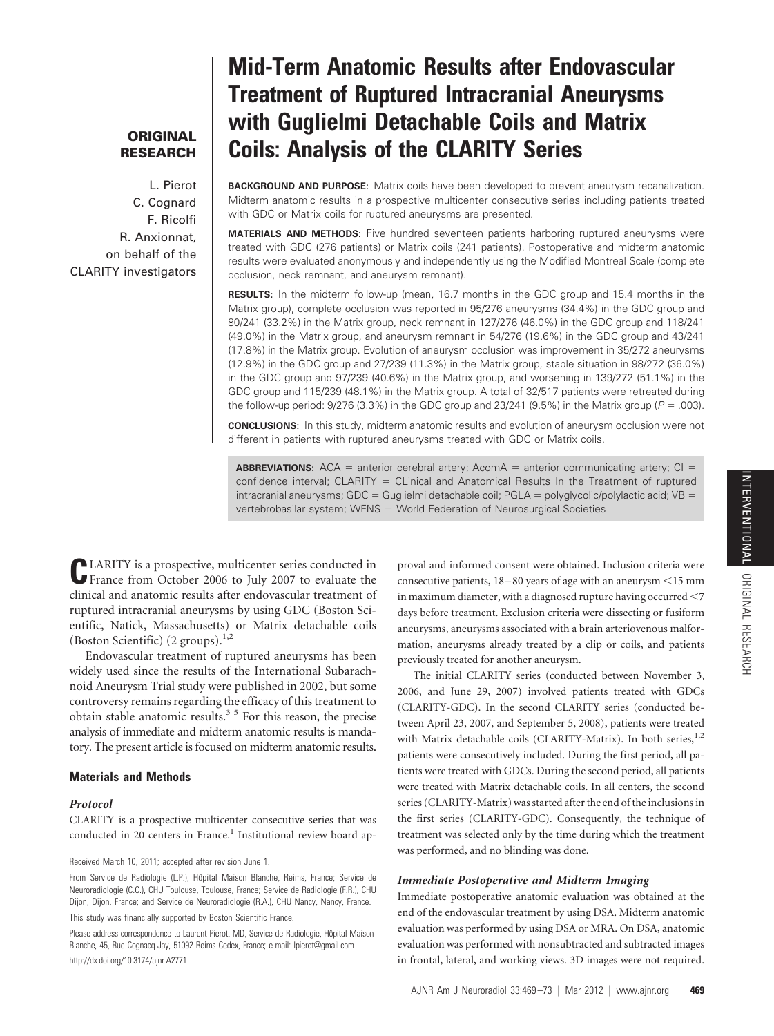# Mid-Term Anatomic Results after Endovascular Treatment of Ruptured Intracranial Aneurysms with Guglielmi Detachable Coils and Matrix Coils: Analysis of the CLARITY Series

**ORIGINAL RESEARCH**

L. Pierot
C. Cognard
F. Ricolfi
R. Anxionnat,
on behalf of the
CLARITY investigators

**BACKGROUND AND PURPOSE:** Matrix coils have been developed to prevent aneurysm recanalization. Midterm anatomic results in a prospective multicenter consecutive series including patients treated with GDC or Matrix coils for ruptured aneurysms are presented.

**MATERIALS AND METHODS:** Five hundred seventeen patients harboring ruptured aneurysms were treated with GDC (276 patients) or Matrix coils (241 patients). Postoperative and midterm anatomic results were evaluated anonymously and independently using the Modified Montreal Scale (complete occlusion, neck remnant, and aneurysm remnant).

**RESULTS:** In the midterm follow-up (mean, 16.7 months in the GDC group and 15.4 months in the Matrix group), complete occlusion was reported in 95/276 aneurysms (34.4%) in the GDC group and 80/241 (33.2%) in the Matrix group, neck remnant in 127/276 (46.0%) in the GDC group and 118/241 (49.0%) in the Matrix group, and aneurysm remnant in 54/276 (19.6%) in the GDC group and 43/241 (17.8%) in the Matrix group. Evolution of aneurysm occlusion was improvement in 35/272 aneurysms (12.9%) in the GDC group and 27/239 (11.3%) in the Matrix group, stable situation in 98/272 (36.0%) in the GDC group and 97/239 (40.6%) in the Matrix group, and worsening in 139/272 (51.1%) in the GDC group and 115/239 (48.1%) in the Matrix group. A total of 32/517 patients were retreated during the follow-up period: 9/276 (3.3%) in the GDC group and 23/241 (9.5%) in the Matrix group ($P = .003$).

**CONCLUSIONS:** In this study, midterm anatomic results and evolution of aneurysm occlusion were not different in patients with ruptured aneurysms treated with GDC or Matrix coils.

**ABBREVIATIONS:** ACA = anterior cerebral artery; AcomA = anterior communicating artery; CI = confidence interval; CLARITY = CLinical and Anatomical Results In the Treatment of ruptured intracranial aneurysms; GDC = Guglielmi detachable coil; PGLA = polyglycolic/polylactic acid; VB = vertebrobasilar system; WFNS = World Federation of Neurosurgical Societies

CLARITY is a prospective, multicenter series conducted in France from October 2006 to July 2007 to evaluate the clinical and anatomic results after endovascular treatment of ruptured intracranial aneurysms by using GDC (Boston Scientific, Natick, Massachusetts) or Matrix detachable coils (Boston Scientific) (2 groups).[1,2]

Endovascular treatment of ruptured aneurysms has been widely used since the results of the International Subarachnoid Aneurysm Trial study were published in 2002, but some controversy remains regarding the efficacy of this treatment to obtain stable anatomic results.[3-5] For this reason, the precise analysis of immediate and midterm anatomic results is mandatory. The present article is focused on midterm anatomic results.

## Materials and Methods

### Protocol

CLARITY is a prospective multicenter consecutive series that was conducted in 20 centers in France.[1] Institutional review board approval and informed consent were obtained. Inclusion criteria were consecutive patients, 18–80 years of age with an aneurysm <15 mm in maximum diameter, with a diagnosed rupture having occurred <7 days before treatment. Exclusion criteria were dissecting or fusiform aneurysms, aneurysms associated with a brain arteriovenous malformation, aneurysms already treated by a clip or coils, and patients previously treated for another aneurysm.

The initial CLARITY series (conducted between November 3, 2006, and June 29, 2007) involved patients treated with GDCs (CLARITY-GDC). In the second CLARITY series (conducted between April 23, 2007, and September 5, 2008), patients were treated with Matrix detachable coils (CLARITY-Matrix). In both series,[1,2] patients were consecutively included. During the first period, all patients were treated with GDCs. During the second period, all patients were treated with Matrix detachable coils. In all centers, the second series (CLARITY-Matrix) was started after the end of the inclusions in the first series (CLARITY-GDC). Consequently, the technique of treatment was selected only by the time during which the treatment was performed, and no blinding was done.

### Immediate Postoperative and Midterm Imaging

Immediate postoperative anatomic evaluation was obtained at the end of the endovascular treatment by using DSA. Midterm anatomic evaluation was performed by using DSA or MRA. On DSA, anatomic evaluation was performed with nonsubtracted and subtracted images in frontal, lateral, and working views. 3D images were not required.

Received March 10, 2011; accepted after revision June 1.

From Service de Radiologie (L.P.), Hôpital Maison Blanche, Reims, France; Service de Neuroradiologie (C.C.), CHU Toulouse, Toulouse, France; Service de Radiologie (F.R.), CHU Dijon, Dijon, France; and Service de Neuroradiologie (R.A.), CHU Nancy, Nancy, France.

This study was financially supported by Boston Scientific France.

Please address correspondence to Laurent Pierot, MD, Service de Radiologie, Hôpital Maison-Blanche, 45, Rue Cognacq-Jay, 51092 Reims Cedex, France; e-mail: lpierot@gmail.com

http://dx.doi.org/10.3174/ajnr.A2771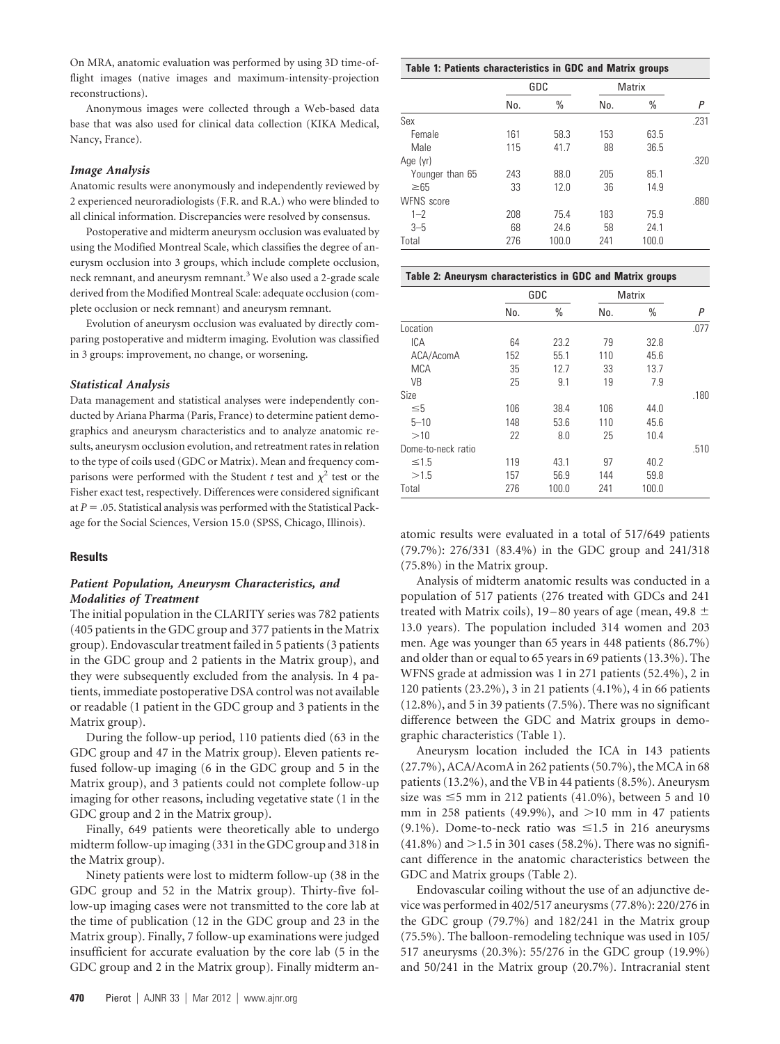On MRA, anatomic evaluation was performed by using 3D time-of-flight images (native images and maximum-intensity-projection reconstructions).

Anonymous images were collected through a Web-based data base that was also used for clinical data collection (KIKA Medical, Nancy, France).

### *Image Analysis*

Anatomic results were anonymously and independently reviewed by 2 experienced neuroradiologists (F.R. and R.A.) who were blinded to all clinical information. Discrepancies were resolved by consensus.

Postoperative and midterm aneurysm occlusion was evaluated by using the Modified Montreal Scale, which classifies the degree of aneurysm occlusion into 3 groups, which include complete occlusion, neck remnant, and aneurysm remnant.[3] We also used a 2-grade scale derived from the Modified Montreal Scale: adequate occlusion (complete occlusion or neck remnant) and aneurysm remnant.

Evolution of aneurysm occlusion was evaluated by directly comparing postoperative and midterm imaging. Evolution was classified in 3 groups: improvement, no change, or worsening.

### *Statistical Analysis*

Data management and statistical analyses were independently conducted by Ariana Pharma (Paris, France) to determine patient demographics and aneurysm characteristics and to analyze anatomic results, aneurysm occlusion evolution, and retreatment rates in relation to the type of coils used (GDC or Matrix). Mean and frequency comparisons were performed with the Student *t* test and $\chi^2$ test or the Fisher exact test, respectively. Differences were considered significant at $P = .05$. Statistical analysis was performed with the Statistical Package for the Social Sciences, Version 15.0 (SPSS, Chicago, Illinois).

## Results

### *Patient Population, Aneurysm Characteristics, and Modalities of Treatment*

The initial population in the CLARITY series was 782 patients (405 patients in the GDC group and 377 patients in the Matrix group). Endovascular treatment failed in 5 patients (3 patients in the GDC group and 2 patients in the Matrix group), and they were subsequently excluded from the analysis. In 4 patients, immediate postoperative DSA control was not available or readable (1 patient in the GDC group and 3 patients in the Matrix group).

During the follow-up period, 110 patients died (63 in the GDC group and 47 in the Matrix group). Eleven patients refused follow-up imaging (6 in the GDC group and 5 in the Matrix group), and 3 patients could not complete follow-up imaging for other reasons, including vegetative state (1 in the GDC group and 2 in the Matrix group).

Finally, 649 patients were theoretically able to undergo midterm follow-up imaging (331 in the GDC group and 318 in the Matrix group).

Ninety patients were lost to midterm follow-up (38 in the GDC group and 52 in the Matrix group). Thirty-five follow-up imaging cases were not transmitted to the core lab at the time of publication (12 in the GDC group and 23 in the Matrix group). Finally, 7 follow-up examinations were judged insufficient for accurate evaluation by the core lab (5 in the GDC group and 2 in the Matrix group). Finally midterm anatomic results were evaluated in a total of 517/649 patients (79.7%): 276/331 (83.4%) in the GDC group and 241/318 (75.8%) in the Matrix group.

**Table 1: Patients characteristics in GDC and Matrix groups**

| | GDC | | Matrix | | |
|---|---|---|---|---|---|
| | No. | % | No. | % | *P* |
| Sex | | | | | .231 |
| Female | 161 | 58.3 | 153 | 63.5 | |
| Male | 115 | 41.7 | 88 | 36.5 | |
| Age (yr) | | | | | .320 |
| Younger than 65 | 243 | 88.0 | 205 | 85.1 | |
| ≥65 | 33 | 12.0 | 36 | 14.9 | |
| WFNS score | | | | | .880 |
| 1–2 | 208 | 75.4 | 183 | 75.9 | |
| 3–5 | 68 | 24.6 | 58 | 24.1 | |
| Total | 276 | 100.0 | 241 | 100.0 | |

**Table 2: Aneurysm characteristics in GDC and Matrix groups**

| | GDC | | Matrix | | |
|---|---|---|---|---|---|
| | No. | % | No. | % | *P* |
| Location | | | | | .077 |
| ICA | 64 | 23.2 | 79 | 32.8 | |
| ACA/AcomA | 152 | 55.1 | 110 | 45.6 | |
| MCA | 35 | 12.7 | 33 | 13.7 | |
| VB | 25 | 9.1 | 19 | 7.9 | |
| Size | | | | | .180 |
| ≤5 | 106 | 38.4 | 106 | 44.0 | |
| 5–10 | 148 | 53.6 | 110 | 45.6 | |
| >10 | 22 | 8.0 | 25 | 10.4 | |
| Dome-to-neck ratio | | | | | .510 |
| ≤1.5 | 119 | 43.1 | 97 | 40.2 | |
| >1.5 | 157 | 56.9 | 144 | 59.8 | |
| Total | 276 | 100.0 | 241 | 100.0 | |

Analysis of midterm anatomic results was conducted in a population of 517 patients (276 treated with GDCs and 241 treated with Matrix coils), 19–80 years of age (mean, 49.8 ± 13.0 years). The population included 314 women and 203 men. Age was younger than 65 years in 448 patients (86.7%) and older than or equal to 65 years in 69 patients (13.3%). The WFNS grade at admission was 1 in 271 patients (52.4%), 2 in 120 patients (23.2%), 3 in 21 patients (4.1%), 4 in 66 patients (12.8%), and 5 in 39 patients (7.5%). There was no significant difference between the GDC and Matrix groups in demographic characteristics (Table 1).

Aneurysm location included the ICA in 143 patients (27.7%), ACA/AcomA in 262 patients (50.7%), the MCA in 68 patients (13.2%), and the VB in 44 patients (8.5%). Aneurysm size was ≤5 mm in 212 patients (41.0%), between 5 and 10 mm in 258 patients (49.9%), and >10 mm in 47 patients (9.1%). Dome-to-neck ratio was ≤1.5 in 216 aneurysms (41.8%) and >1.5 in 301 cases (58.2%). There was no significant difference in the anatomic characteristics between the GDC and Matrix groups (Table 2).

Endovascular coiling without the use of an adjunctive device was performed in 402/517 aneurysms (77.8%): 220/276 in the GDC group (79.7%) and 182/241 in the Matrix group (75.5%). The balloon-remodeling technique was used in 105/517 aneurysms (20.3%): 55/276 in the GDC group (19.9%) and 50/241 in the Matrix group (20.7%). Intracranial stent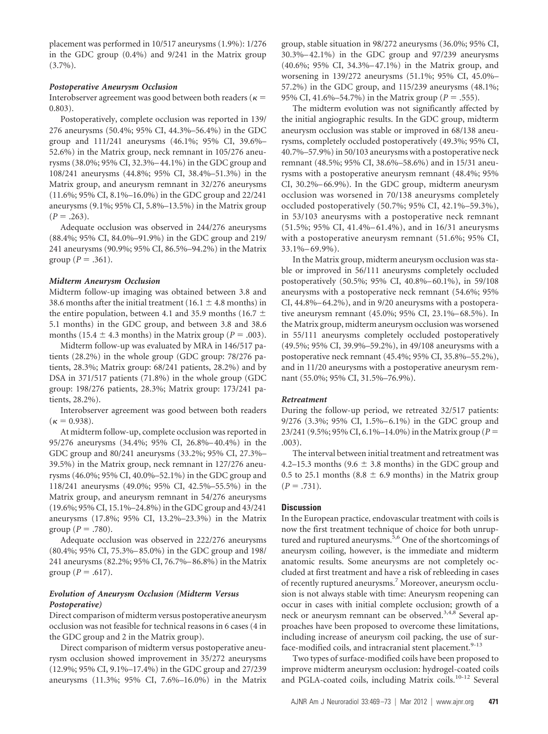placement was performed in 10/517 aneurysms (1.9%): 1/276 in the GDC group (0.4%) and 9/241 in the Matrix group (3.7%).

#### Postoperative Aneurysm Occlusion

Interobserver agreement was good between both readers ($\kappa$ = 0.803).

Postoperatively, complete occlusion was reported in 139/276 aneurysms (50.4%; 95% CI, 44.3%–56.4%) in the GDC group and 111/241 aneurysms (46.1%; 95% CI, 39.6%–52.6%) in the Matrix group, neck remnant in 105/276 aneurysms (38.0%; 95% CI, 32.3%–44.1%) in the GDC group and 108/241 aneurysms (44.8%; 95% CI, 38.4%–51.3%) in the Matrix group, and aneurysm remnant in 32/276 aneurysms (11.6%; 95% CI, 8.1%–16.0%) in the GDC group and 22/241 aneurysms (9.1%; 95% CI, 5.8%–13.5%) in the Matrix group ($P$ = .263).

Adequate occlusion was observed in 244/276 aneurysms (88.4%; 95% CI, 84.0%–91.9%) in the GDC group and 219/241 aneurysms (90.9%; 95% CI, 86.5%–94.2%) in the Matrix group ($P$ = .361).

#### Midterm Aneurysm Occlusion

Midterm follow-up imaging was obtained between 3.8 and 38.6 months after the initial treatment (16.1 ± 4.8 months) in the entire population, between 4.1 and 35.9 months (16.7 ± 5.1 months) in the GDC group, and between 3.8 and 38.6 months (15.4 ± 4.3 months) in the Matrix group ($P$ = .003).

Midterm follow-up was evaluated by MRA in 146/517 patients (28.2%) in the whole group (GDC group: 78/276 patients, 28.3%; Matrix group: 68/241 patients, 28.2%) and by DSA in 371/517 patients (71.8%) in the whole group (GDC group: 198/276 patients, 28.3%; Matrix group: 173/241 patients, 28.2%).

Interobserver agreement was good between both readers ($\kappa$ = 0.938).

At midterm follow-up, complete occlusion was reported in 95/276 aneurysms (34.4%; 95% CI, 26.8%–40.4%) in the GDC group and 80/241 aneurysms (33.2%; 95% CI, 27.3%–39.5%) in the Matrix group, neck remnant in 127/276 aneurysms (46.0%; 95% CI, 40.0%–52.1%) in the GDC group and 118/241 aneurysms (49.0%; 95% CI, 42.5%–55.5%) in the Matrix group, and aneurysm remnant in 54/276 aneurysms (19.6%; 95% CI, 15.1%–24.8%) in the GDC group and 43/241 aneurysms (17.8%; 95% CI, 13.2%–23.3%) in the Matrix group ($P$ = .780).

Adequate occlusion was observed in 222/276 aneurysms (80.4%; 95% CI, 75.3%–85.0%) in the GDC group and 198/241 aneurysms (82.2%; 95% CI, 76.7%–86.8%) in the Matrix group ($P$ = .617).

#### Evolution of Aneurysm Occlusion (Midterm Versus Postoperative)

Direct comparison of midterm versus postoperative aneurysm occlusion was not feasible for technical reasons in 6 cases (4 in the GDC group and 2 in the Matrix group).

Direct comparison of midterm versus postoperative aneurysm occlusion showed improvement in 35/272 aneurysms (12.9%; 95% CI, 9.1%–17.4%) in the GDC group and 27/239 aneurysms (11.3%; 95% CI, 7.6%–16.0%) in the Matrix group, stable situation in 98/272 aneurysms (36.0%; 95% CI, 30.3%–42.1%) in the GDC group and 97/239 aneurysms (40.6%; 95% CI, 34.3%–47.1%) in the Matrix group, and worsening in 139/272 aneurysms (51.1%; 95% CI, 45.0%–57.2%) in the GDC group, and 115/239 aneurysms (48.1%; 95% CI, 41.6%–54.7%) in the Matrix group ($P$ = .555).

The midterm evolution was not significantly affected by the initial angiographic results. In the GDC group, midterm aneurysm occlusion was stable or improved in 68/138 aneurysms, completely occluded postoperatively (49.3%; 95% CI, 40.7%–57.9%) in 50/103 aneurysms with a postoperative neck remnant (48.5%; 95% CI, 38.6%–58.6%) and in 15/31 aneurysms with a postoperative aneurysm remnant (48.4%; 95% CI, 30.2%–66.9%). In the GDC group, midterm aneurysm occlusion was worsened in 70/138 aneurysms completely occluded postoperatively (50.7%; 95% CI, 42.1%–59.3%), in 53/103 aneurysms with a postoperative neck remnant (51.5%; 95% CI, 41.4%–61.4%), and in 16/31 aneurysms with a postoperative aneurysm remnant (51.6%; 95% CI, 33.1%–69.9%).

In the Matrix group, midterm aneurysm occlusion was stable or improved in 56/111 aneurysms completely occluded postoperatively (50.5%; 95% CI, 40.8%–60.1%), in 59/108 aneurysms with a postoperative neck remnant (54.6%; 95% CI, 44.8%–64.2%), and in 9/20 aneurysms with a postoperative aneurysm remnant (45.0%; 95% CI, 23.1%–68.5%). In the Matrix group, midterm aneurysm occlusion was worsened in 55/111 aneurysms completely occluded postoperatively (49.5%; 95% CI, 39.9%–59.2%), in 49/108 aneurysms with a postoperative neck remnant (45.4%; 95% CI, 35.8%–55.2%), and in 11/20 aneurysms with a postoperative aneurysm remnant (55.0%; 95% CI, 31.5%–76.9%).

#### Retreatment

During the follow-up period, we retreated 32/517 patients: 9/276 (3.3%; 95% CI, 1.5%–6.1%) in the GDC group and 23/241 (9.5%; 95% CI, 6.1%–14.0%) in the Matrix group ($P$ = .003).

The interval between initial treatment and retreatment was 4.2–15.3 months (9.6 ± 3.8 months) in the GDC group and 0.5 to 25.1 months (8.8 ± 6.9 months) in the Matrix group ($P$ = .731).

## Discussion

In the European practice, endovascular treatment with coils is now the first treatment technique of choice for both unruptured and ruptured aneurysms.[5,6] One of the shortcomings of aneurysm coiling, however, is the immediate and midterm anatomic results. Some aneurysms are not completely occluded at first treatment and have a risk of rebleeding in cases of recently ruptured aneurysms.[7] Moreover, aneurysm occlusion is not always stable with time: Aneurysm reopening can occur in cases with initial complete occlusion; growth of a neck or aneurysm remnant can be observed.[3,4,8] Several approaches have been proposed to overcome these limitations, including increase of aneurysm coil packing, the use of surface-modified coils, and intracranial stent placement.[9-13]

Two types of surface-modified coils have been proposed to improve midterm aneurysm occlusion: hydrogel-coated coils and PGLA-coated coils, including Matrix coils.[10-12] Several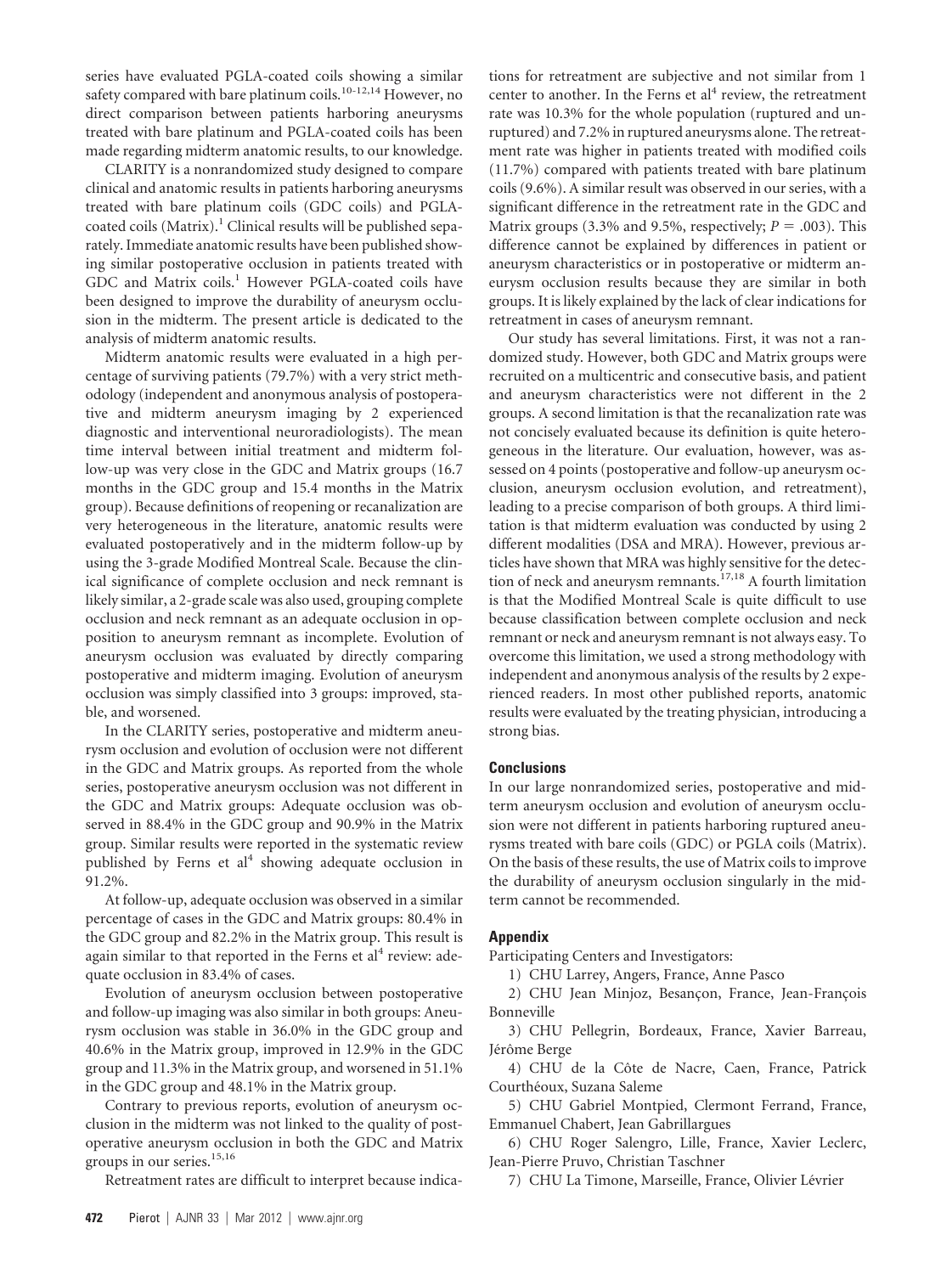series have evaluated PGLA-coated coils showing a similar safety compared with bare platinum coils.[10-12,14] However, no direct comparison between patients harboring aneurysms treated with bare platinum and PGLA-coated coils has been made regarding midterm anatomic results, to our knowledge.

CLARITY is a nonrandomized study designed to compare clinical and anatomic results in patients harboring aneurysms treated with bare platinum coils (GDC coils) and PGLA-coated coils (Matrix).[1] Clinical results will be published separately. Immediate anatomic results have been published showing similar postoperative occlusion in patients treated with GDC and Matrix coils.[1] However PGLA-coated coils have been designed to improve the durability of aneurysm occlusion in the midterm. The present article is dedicated to the analysis of midterm anatomic results.

Midterm anatomic results were evaluated in a high percentage of surviving patients (79.7%) with a very strict methodology (independent and anonymous analysis of postoperative and midterm aneurysm imaging by 2 experienced diagnostic and interventional neuroradiologists). The mean time interval between initial treatment and midterm follow-up was very close in the GDC and Matrix groups (16.7 months in the GDC group and 15.4 months in the Matrix group). Because definitions of reopening or recanalization are very heterogeneous in the literature, anatomic results were evaluated postoperatively and in the midterm follow-up by using the 3-grade Modified Montreal Scale. Because the clinical significance of complete occlusion and neck remnant is likely similar, a 2-grade scale was also used, grouping complete occlusion and neck remnant as an adequate occlusion in opposition to aneurysm remnant as incomplete. Evolution of aneurysm occlusion was evaluated by directly comparing postoperative and midterm imaging. Evolution of aneurysm occlusion was simply classified into 3 groups: improved, stable, and worsened.

In the CLARITY series, postoperative and midterm aneurysm occlusion and evolution of occlusion were not different in the GDC and Matrix groups. As reported from the whole series, postoperative aneurysm occlusion was not different in the GDC and Matrix groups: Adequate occlusion was observed in 88.4% in the GDC group and 90.9% in the Matrix group. Similar results were reported in the systematic review published by Ferns et al[4] showing adequate occlusion in 91.2%.

At follow-up, adequate occlusion was observed in a similar percentage of cases in the GDC and Matrix groups: 80.4% in the GDC group and 82.2% in the Matrix group. This result is again similar to that reported in the Ferns et al[4] review: adequate occlusion in 83.4% of cases.

Evolution of aneurysm occlusion between postoperative and follow-up imaging was also similar in both groups: Aneurysm occlusion was stable in 36.0% in the GDC group and 40.6% in the Matrix group, improved in 12.9% in the GDC group and 11.3% in the Matrix group, and worsened in 51.1% in the GDC group and 48.1% in the Matrix group.

Contrary to previous reports, evolution of aneurysm occlusion in the midterm was not linked to the quality of postoperative aneurysm occlusion in both the GDC and Matrix groups in our series.[15,16]

Retreatment rates are difficult to interpret because indications for retreatment are subjective and not similar from 1 center to another. In the Ferns et al[4] review, the retreatment rate was 10.3% for the whole population (ruptured and unruptured) and 7.2% in ruptured aneurysms alone. The retreatment rate was higher in patients treated with modified coils (11.7%) compared with patients treated with bare platinum coils (9.6%). A similar result was observed in our series, with a significant difference in the retreatment rate in the GDC and Matrix groups (3.3% and 9.5%, respectively; $P = .003$). This difference cannot be explained by differences in patient or aneurysm characteristics or in postoperative or midterm aneurysm occlusion results because they are similar in both groups. It is likely explained by the lack of clear indications for retreatment in cases of aneurysm remnant.

Our study has several limitations. First, it was not a randomized study. However, both GDC and Matrix groups were recruited on a multicentric and consecutive basis, and patient and aneurysm characteristics were not different in the 2 groups. A second limitation is that the recanalization rate was not concisely evaluated because its definition is quite heterogeneous in the literature. Our evaluation, however, was assessed on 4 points (postoperative and follow-up aneurysm occlusion, aneurysm occlusion evolution, and retreatment), leading to a precise comparison of both groups. A third limitation is that midterm evaluation was conducted by using 2 different modalities (DSA and MRA). However, previous articles have shown that MRA was highly sensitive for the detection of neck and aneurysm remnants.[17,18] A fourth limitation is that the Modified Montreal Scale is quite difficult to use because classification between complete occlusion and neck remnant or neck and aneurysm remnant is not always easy. To overcome this limitation, we used a strong methodology with independent and anonymous analysis of the results by 2 experienced readers. In most other published reports, anatomic results were evaluated by the treating physician, introducing a strong bias.

## Conclusions

In our large nonrandomized series, postoperative and midterm aneurysm occlusion and evolution of aneurysm occlusion were not different in patients harboring ruptured aneurysms treated with bare coils (GDC) or PGLA coils (Matrix). On the basis of these results, the use of Matrix coils to improve the durability of aneurysm occlusion singularly in the midterm cannot be recommended.

## Appendix

Participating Centers and Investigators:

1) CHU Larrey, Angers, France, Anne Pasco

2) CHU Jean Minjoz, Besançon, France, Jean-François Bonneville

3) CHU Pellegrin, Bordeaux, France, Xavier Barreau, Jérôme Berge

4) CHU de la Côte de Nacre, Caen, France, Patrick Courthéoux, Suzana Saleme

5) CHU Gabriel Montpied, Clermont Ferrand, France, Emmanuel Chabert, Jean Gabrillargues

6) CHU Roger Salengro, Lille, France, Xavier Leclerc, Jean-Pierre Pruvo, Christian Taschner

7) CHU La Timone, Marseille, France, Olivier Lévrier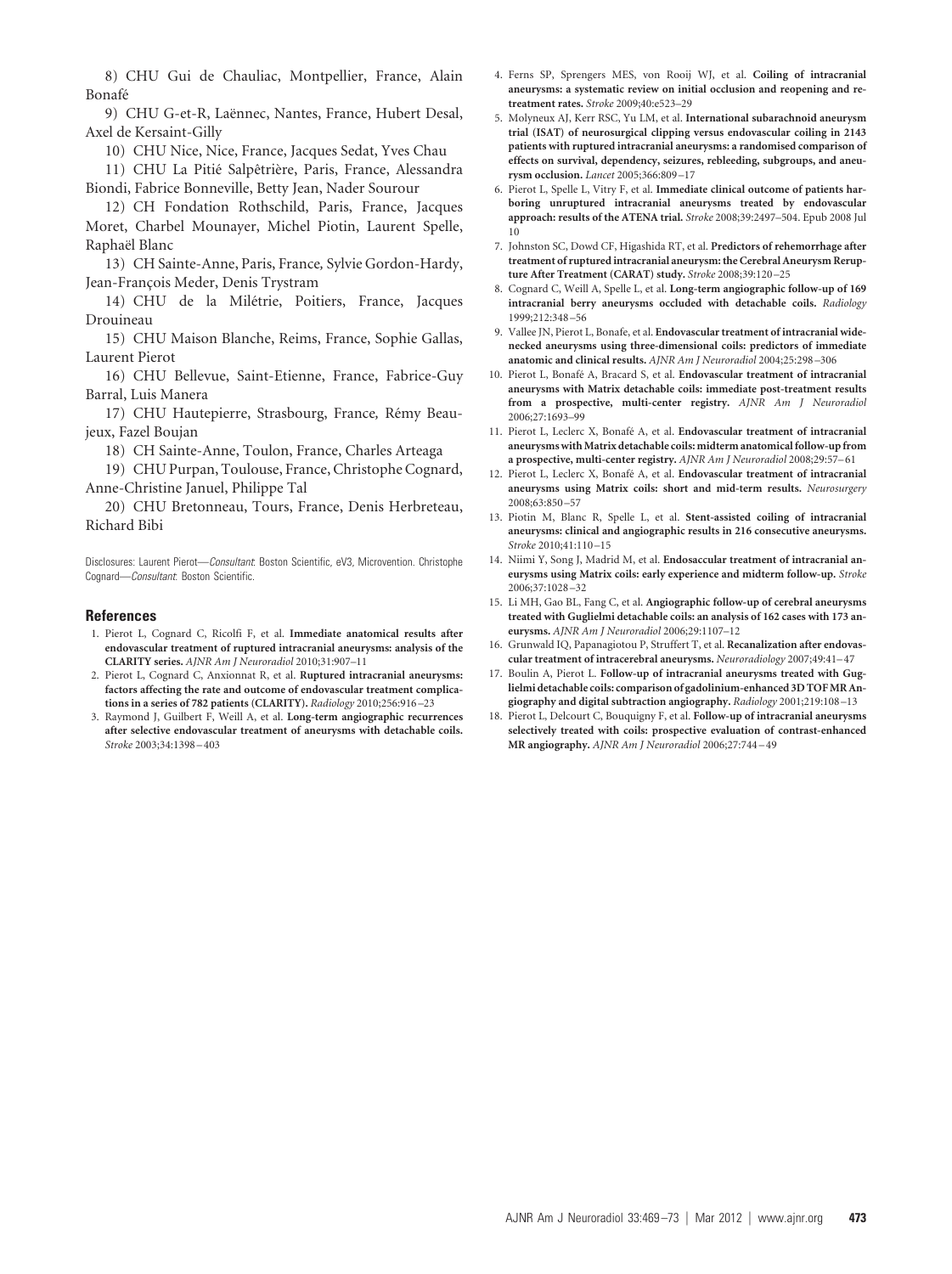8) CHU Gui de Chauliac, Montpellier, France, Alain Bonafé

9) CHU G-et-R, Laënnec, Nantes, France, Hubert Desal, Axel de Kersaint-Gilly

10) CHU Nice, Nice, France, Jacques Sedat, Yves Chau

11) CHU La Pitié Salpêtrière, Paris, France, Alessandra Biondi, Fabrice Bonneville, Betty Jean, Nader Sourour

12) CH Fondation Rothschild, Paris, France, Jacques Moret, Charbel Mounayer, Michel Piotin, Laurent Spelle, Raphaël Blanc

13) CH Sainte-Anne, Paris, France, Sylvie Gordon-Hardy, Jean-François Meder, Denis Trystram

14) CHU de la Milétrie, Poitiers, France, Jacques Drouineau

15) CHU Maison Blanche, Reims, France, Sophie Gallas, Laurent Pierot

16) CHU Bellevue, Saint-Etienne, France, Fabrice-Guy Barral, Luis Manera

17) CHU Hautepierre, Strasbourg, France, Rémy Beaujeux, Fazel Boujan

18) CH Sainte-Anne, Toulon, France, Charles Arteaga

19) CHU Purpan, Toulouse, France, Christophe Cognard, Anne-Christine Januel, Philippe Tal

20) CHU Bretonneau, Tours, France, Denis Herbreteau, Richard Bibi

Disclosures: Laurent Pierot—*Consultant*: Boston Scientific, eV3, Microvention. Christophe Cognard—*Consultant*: Boston Scientific.

## References

1. Pierot L, Cognard C, Ricolfi F, et al. **Immediate anatomical results after endovascular treatment of ruptured intracranial aneurysms: analysis of the CLARITY series.** *AJNR Am J Neuroradiol* 2010;31:907–11
2. Pierot L, Cognard C, Anxionnat R, et al. **Ruptured intracranial aneurysms: factors affecting the rate and outcome of endovascular treatment complications in a series of 782 patients (CLARITY).** *Radiology* 2010;256:916–23
3. Raymond J, Guilbert F, Weill A, et al. **Long-term angiographic recurrences after selective endovascular treatment of aneurysms with detachable coils.** *Stroke* 2003;34:1398–403
4. Ferns SP, Sprengers MES, von Rooij WJ, et al. **Coiling of intracranial aneurysms: a systematic review on initial occlusion and reopening and retreatment rates.** *Stroke* 2009;40:e523–29
5. Molyneux AJ, Kerr RSC, Yu LM, et al. **International subarachnoid aneurysm trial (ISAT) of neurosurgical clipping versus endovascular coiling in 2143 patients with ruptured intracranial aneurysms: a randomised comparison of effects on survival, dependency, seizures, rebleeding, subgroups, and aneurysm occlusion.** *Lancet* 2005;366:809–17
6. Pierot L, Spelle L, Vitry F, et al. **Immediate clinical outcome of patients harboring unruptured intracranial aneurysms treated by endovascular approach: results of the ATENA trial.** *Stroke* 2008;39:2497–504. Epub 2008 Jul 10
7. Johnston SC, Dowd CF, Higashida RT, et al. **Predictors of rehemorrhage after treatment of ruptured intracranial aneurysm: the Cerebral Aneurysm Rerupture After Treatment (CARAT) study.** *Stroke* 2008;39:120–25
8. Cognard C, Weill A, Spelle L, et al. **Long-term angiographic follow-up of 169 intracranial berry aneurysms occluded with detachable coils.** *Radiology* 1999;212:348–56
9. Vallee JN, Pierot L, Bonafe, et al. **Endovascular treatment of intracranial wide-necked aneurysms using three-dimensional coils: predictors of immediate anatomic and clinical results.** *AJNR Am J Neuroradiol* 2004;25:298–306
10. Pierot L, Bonafé A, Bracard S, et al. **Endovascular treatment of intracranial aneurysms with Matrix detachable coils: immediate post-treatment results from a prospective, multi-center registry.** *AJNR Am J Neuroradiol* 2006;27:1693–99
11. Pierot L, Leclerc X, Bonafé A, et al. **Endovascular treatment of intracranial aneurysms with Matrix detachable coils: midterm anatomical follow-up from a prospective, multi-center registry.** *AJNR Am J Neuroradiol* 2008;29:57–61
12. Pierot L, Leclerc X, Bonafé A, et al. **Endovascular treatment of intracranial aneurysms using Matrix coils: short and mid-term results.** *Neurosurgery* 2008;63:850–57
13. Piotin M, Blanc R, Spelle L, et al. **Stent-assisted coiling of intracranial aneurysms: clinical and angiographic results in 216 consecutive aneurysms.** *Stroke* 2010;41:110–15
14. Niimi Y, Song J, Madrid M, et al. **Endosaccular treatment of intracranial aneurysms using Matrix coils: early experience and midterm follow-up.** *Stroke* 2006;37:1028–32
15. Li MH, Gao BL, Fang C, et al. **Angiographic follow-up of cerebral aneurysms treated with Guglielmi detachable coils: an analysis of 162 cases with 173 aneurysms.** *AJNR Am J Neuroradiol* 2006;29:1107–12
16. Grunwald IQ, Papanagiotou P, Struffert T, et al. **Recanalization after endovascular treatment of intracerebral aneurysms.** *Neuroradiology* 2007;49:41–47
17. Boulin A, Pierot L. **Follow-up of intracranial aneurysms treated with Guglielmi detachable coils: comparison of gadolinium-enhanced 3D TOF MR Angiography and digital subtraction angiography.** *Radiology* 2001;219:108–13
18. Pierot L, Delcourt C, Bouquigny F, et al. **Follow-up of intracranial aneurysms selectively treated with coils: prospective evaluation of contrast-enhanced MR angiography.** *AJNR Am J Neuroradiol* 2006;27:744–49